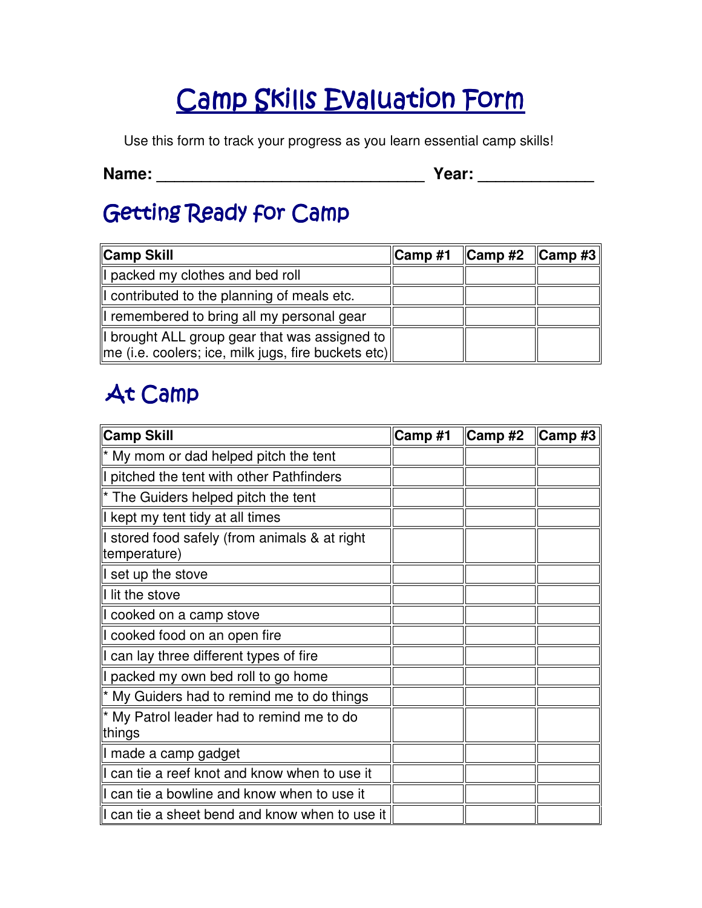# Camp Skills Evaluation Form

Use this form to track your progress as you learn essential camp skills!

**Name:** ______________________________ **Year:** _____________

## Getting Ready for Camp

| Camp Skill | Camp #1 | Camp #2 | Camp #3 |
|---|---|---|---|
| I packed my clothes and bed roll | | | |
| I contributed to the planning of meals etc. | | | |
| I remembered to bring all my personal gear | | | |
| I brought ALL group gear that was assigned to me (i.e. coolers; ice, milk jugs, fire buckets etc) | | | |

## At Camp

| Camp Skill | Camp #1 | Camp #2 | Camp #3 |
|---|---|---|---|
| * My mom or dad helped pitch the tent | | | |
| I pitched the tent with other Pathfinders | | | |
| * The Guiders helped pitch the tent | | | |
| I kept my tent tidy at all times | | | |
| I stored food safely (from animals & at right temperature) | | | |
| I set up the stove | | | |
| I lit the stove | | | |
| I cooked on a camp stove | | | |
| I cooked food on an open fire | | | |
| I can lay three different types of fire | | | |
| I packed my own bed roll to go home | | | |
| * My Guiders had to remind me to do things | | | |
| * My Patrol leader had to remind me to do things | | | |
| I made a camp gadget | | | |
| I can tie a reef knot and know when to use it | | | |
| I can tie a bowline and know when to use it | | | |
| I can tie a sheet bend and know when to use it | | | |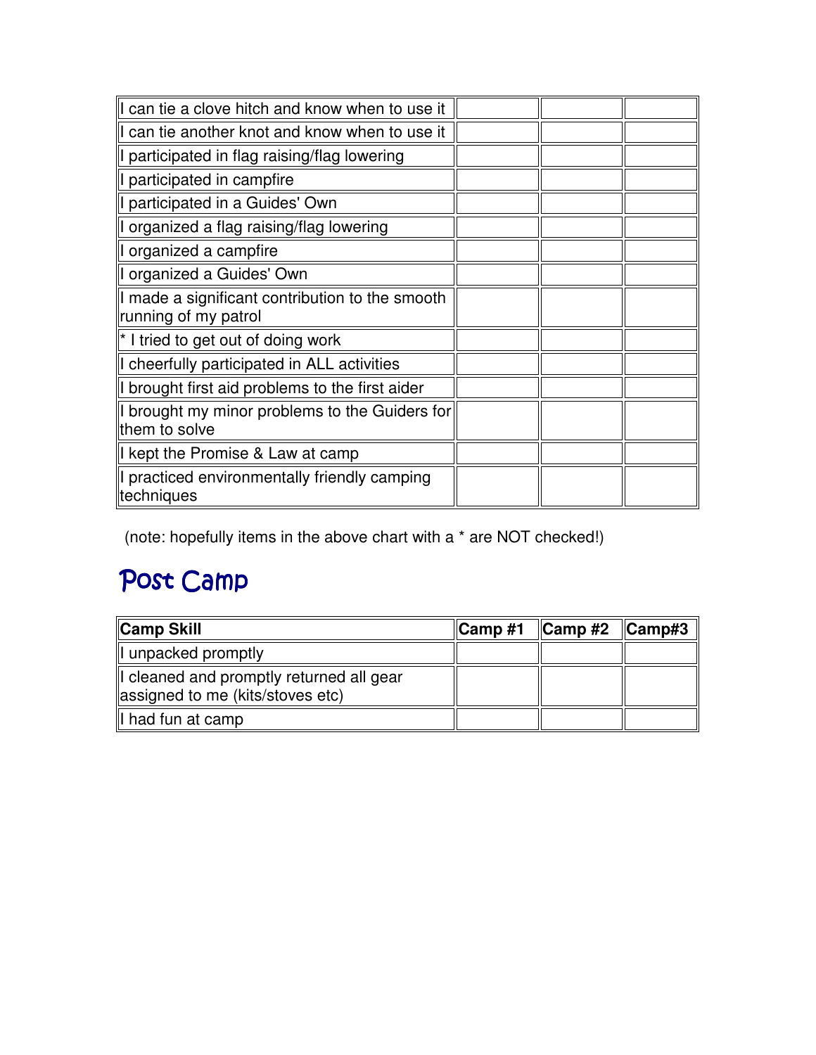| | | | |
|---|---|---|---|
| I can tie a clove hitch and know when to use it | | | |
| I can tie another knot and know when to use it | | | |
| I participated in flag raising/flag lowering | | | |
| I participated in campfire | | | |
| I participated in a Guides' Own | | | |
| I organized a flag raising/flag lowering | | | |
| I organized a campfire | | | |
| I organized a Guides' Own | | | |
| I made a significant contribution to the smooth running of my patrol | | | |
| * I tried to get out of doing work | | | |
| I cheerfully participated in ALL activities | | | |
| I brought first aid problems to the first aider | | | |
| I brought my minor problems to the Guiders for them to solve | | | |
| I kept the Promise & Law at camp | | | |
| I practiced environmentally friendly camping techniques | | | |

(note: hopefully items in the above chart with a * are NOT checked!)

## Post Camp

| Camp Skill | Camp #1 | Camp #2 | Camp#3 |
|---|---|---|---|
| I unpacked promptly | | | |
| I cleaned and promptly returned all gear assigned to me (kits/stoves etc) | | | |
| I had fun at camp | | | |